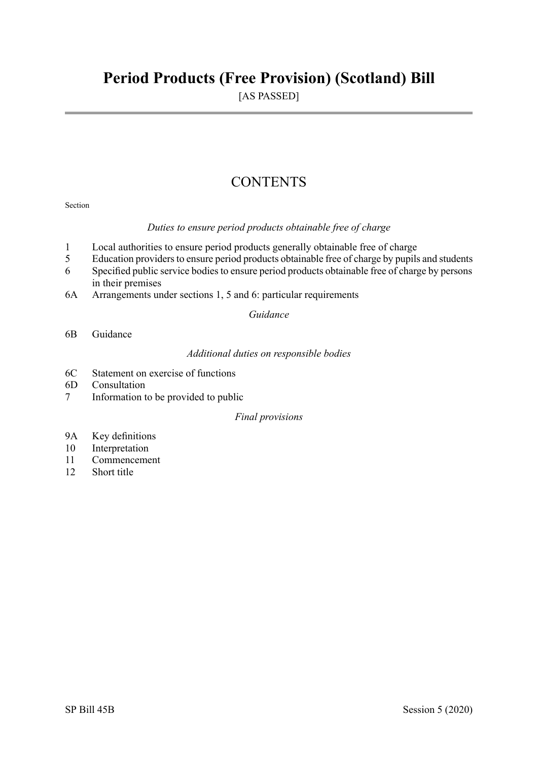# Period Products (Free Provision) (Scotland) Bill

[AS PASSED]

## CONTENTS

Section

*Duties to ensure period products obtainable free of charge*

1 Local authorities to ensure period products generally obtainable free of charge
5 Education providers to ensure period products obtainable free of charge by pupils and students
6 Specified public service bodies to ensure period products obtainable free of charge by persons in their premises
6A Arrangements under sections 1, 5 and 6: particular requirements

*Guidance*

6B Guidance

*Additional duties on responsible bodies*

6C Statement on exercise of functions
6D Consultation
7 Information to be provided to public

*Final provisions*

9A Key definitions
10 Interpretation
11 Commencement
12 Short title

SP Bill 45B Session 5 (2020)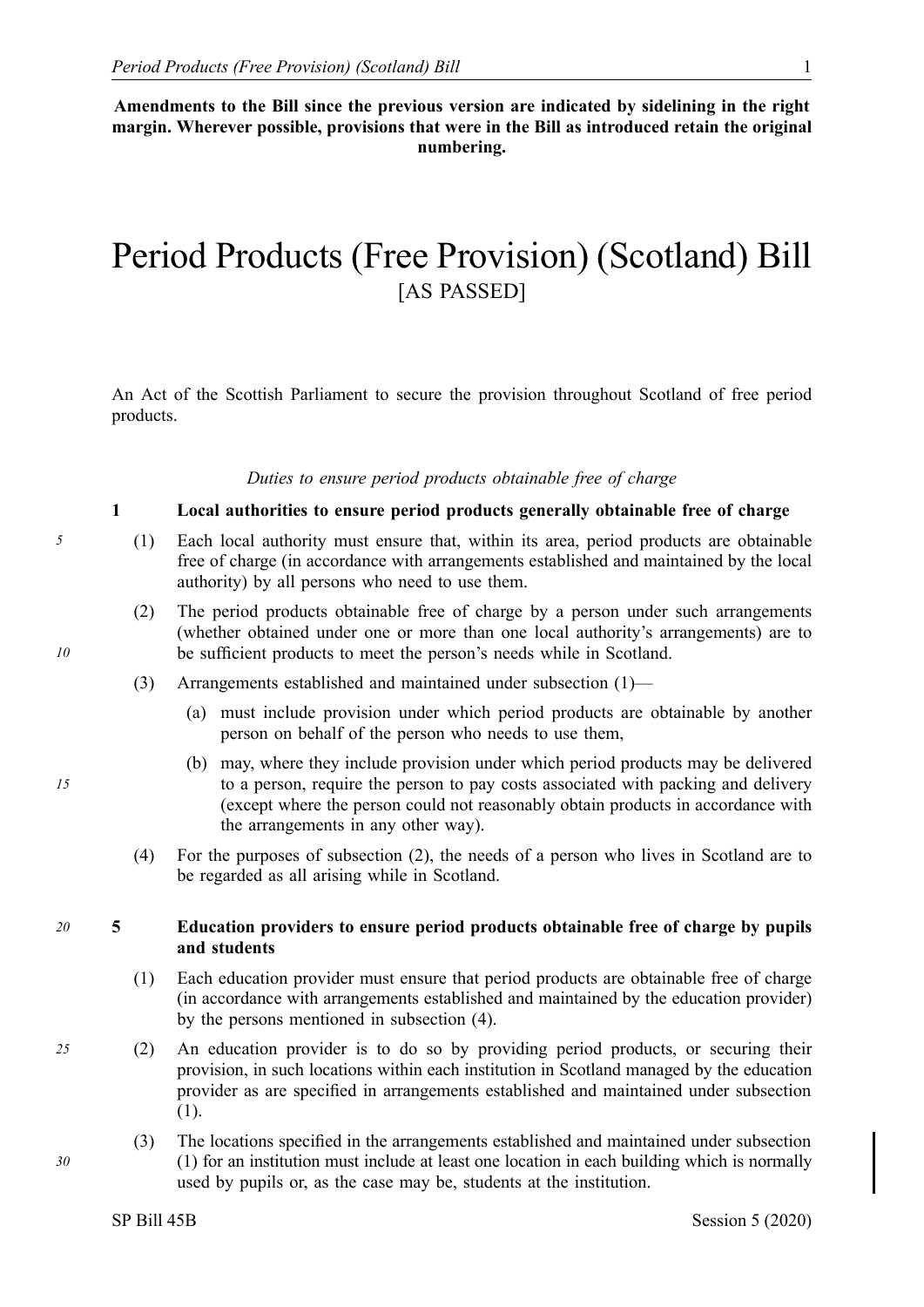**Amendments to the Bill since the previous version are indicated by sidelining in the right margin. Wherever possible, provisions that were in the Bill as introduced retain the original numbering.**

# Period Products (Free Provision) (Scotland) Bill
[AS PASSED]

An Act of the Scottish Parliament to secure the provision throughout Scotland of free period products.

*Duties to ensure period products obtainable free of charge*

### 1 Local authorities to ensure period products generally obtainable free of charge

(1) Each local authority must ensure that, within its area, period products are obtainable free of charge (in accordance with arrangements established and maintained by the local authority) by all persons who need to use them.

(2) The period products obtainable free of charge by a person under such arrangements (whether obtained under one or more than one local authority's arrangements) are to be sufficient products to meet the person's needs while in Scotland.

(3) Arrangements established and maintained under subsection (1)—

- (a) must include provision under which period products are obtainable by another person on behalf of the person who needs to use them,
- (b) may, where they include provision under which period products may be delivered to a person, require the person to pay costs associated with packing and delivery (except where the person could not reasonably obtain products in accordance with the arrangements in any other way).

(4) For the purposes of subsection (2), the needs of a person who lives in Scotland are to be regarded as all arising while in Scotland.

### 5 Education providers to ensure period products obtainable free of charge by pupils and students

(1) Each education provider must ensure that period products are obtainable free of charge (in accordance with arrangements established and maintained by the education provider) by the persons mentioned in subsection (4).

(2) An education provider is to do so by providing period products, or securing their provision, in such locations within each institution in Scotland managed by the education provider as are specified in arrangements established and maintained under subsection (1).

(3) The locations specified in the arrangements established and maintained under subsection (1) for an institution must include at least one location in each building which is normally used by pupils or, as the case may be, students at the institution.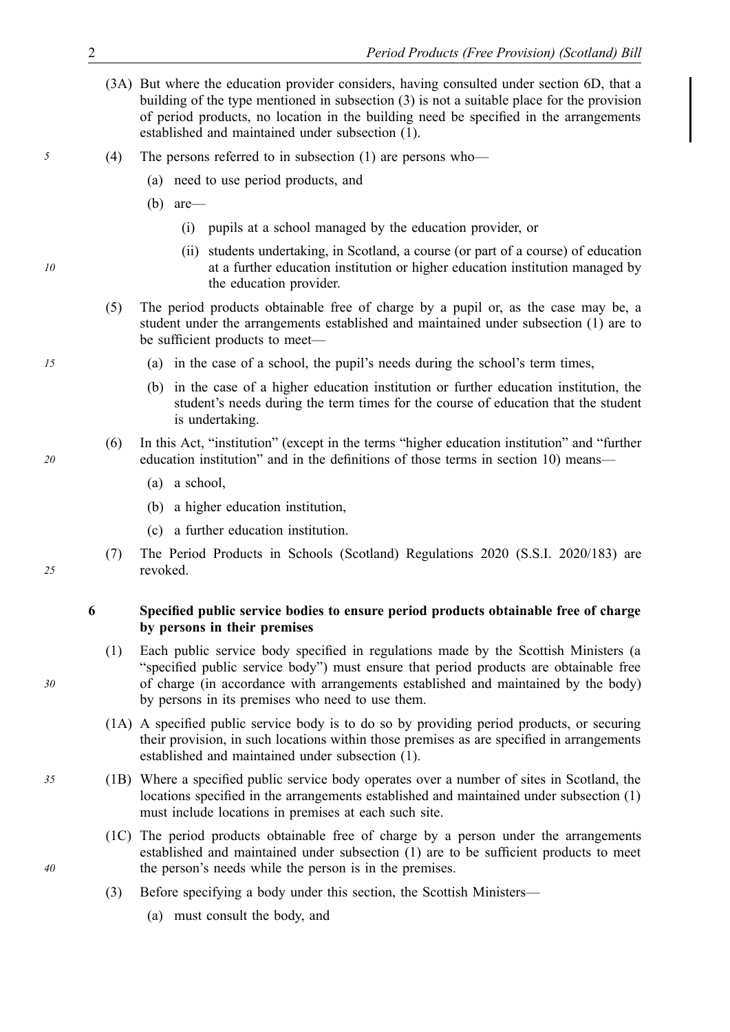(3A) But where the education provider considers, having consulted under section 6D, that a building of the type mentioned in subsection (3) is not a suitable place for the provision of period products, no location in the building need be specified in the arrangements established and maintained under subsection (1).

(4) The persons referred to in subsection (1) are persons who—

(a) need to use period products, and

(b) are—

(i) pupils at a school managed by the education provider, or

(ii) students undertaking, in Scotland, a course (or part of a course) of education at a further education institution or higher education institution managed by the education provider.

(5) The period products obtainable free of charge by a pupil or, as the case may be, a student under the arrangements established and maintained under subsection (1) are to be sufficient products to meet—

(a) in the case of a school, the pupil's needs during the school's term times,

(b) in the case of a higher education institution or further education institution, the student's needs during the term times for the course of education that the student is undertaking.

(6) In this Act, "institution" (except in the terms "higher education institution" and "further education institution" and in the definitions of those terms in section 10) means—

(a) a school,

(b) a higher education institution,

(c) a further education institution.

(7) The Period Products in Schools (Scotland) Regulations 2020 (S.S.I. 2020/183) are revoked.

**6 Specified public service bodies to ensure period products obtainable free of charge by persons in their premises**

(1) Each public service body specified in regulations made by the Scottish Ministers (a "specified public service body") must ensure that period products are obtainable free of charge (in accordance with arrangements established and maintained by the body) by persons in its premises who need to use them.

(1A) A specified public service body is to do so by providing period products, or securing their provision, in such locations within those premises as are specified in arrangements established and maintained under subsection (1).

(1B) Where a specified public service body operates over a number of sites in Scotland, the locations specified in the arrangements established and maintained under subsection (1) must include locations in premises at each such site.

(1C) The period products obtainable free of charge by a person under the arrangements established and maintained under subsection (1) are to be sufficient products to meet the person's needs while the person is in the premises.

(3) Before specifying a body under this section, the Scottish Ministers—

(a) must consult the body, and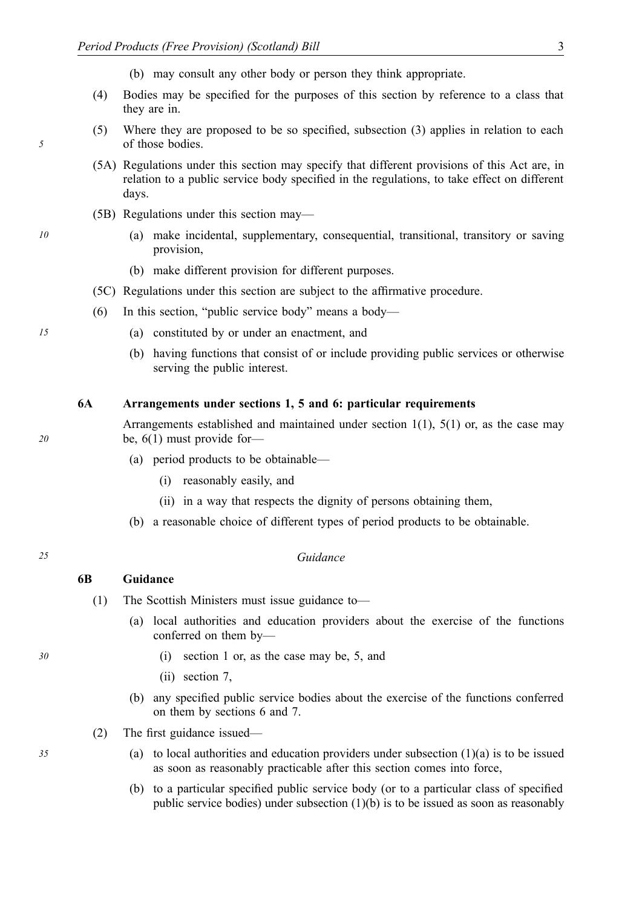(b) may consult any other body or person they think appropriate.

(4) Bodies may be specified for the purposes of this section by reference to a class that they are in.

(5) Where they are proposed to be so specified, subsection (3) applies in relation to each of those bodies.

(5A) Regulations under this section may specify that different provisions of this Act are, in relation to a public service body specified in the regulations, to take effect on different days.

(5B) Regulations under this section may—

(a) make incidental, supplementary, consequential, transitional, transitory or saving provision,

(b) make different provision for different purposes.

(5C) Regulations under this section are subject to the affirmative procedure.

(6) In this section, "public service body" means a body—

(a) constituted by or under an enactment, and

(b) having functions that consist of or include providing public services or otherwise serving the public interest.

### 6A Arrangements under sections 1, 5 and 6: particular requirements

Arrangements established and maintained under section 1(1), 5(1) or, as the case may be, 6(1) must provide for—

(a) period products to be obtainable—

(i) reasonably easily, and

(ii) in a way that respects the dignity of persons obtaining them,

(b) a reasonable choice of different types of period products to be obtainable.

*Guidance*

### 6B Guidance

(1) The Scottish Ministers must issue guidance to—

(a) local authorities and education providers about the exercise of the functions conferred on them by—

(i) section 1 or, as the case may be, 5, and

(ii) section 7,

(b) any specified public service bodies about the exercise of the functions conferred on them by sections 6 and 7.

(2) The first guidance issued—

(a) to local authorities and education providers under subsection (1)(a) is to be issued as soon as reasonably practicable after this section comes into force,

(b) to a particular specified public service body (or to a particular class of specified public service bodies) under subsection (1)(b) is to be issued as soon as reasonably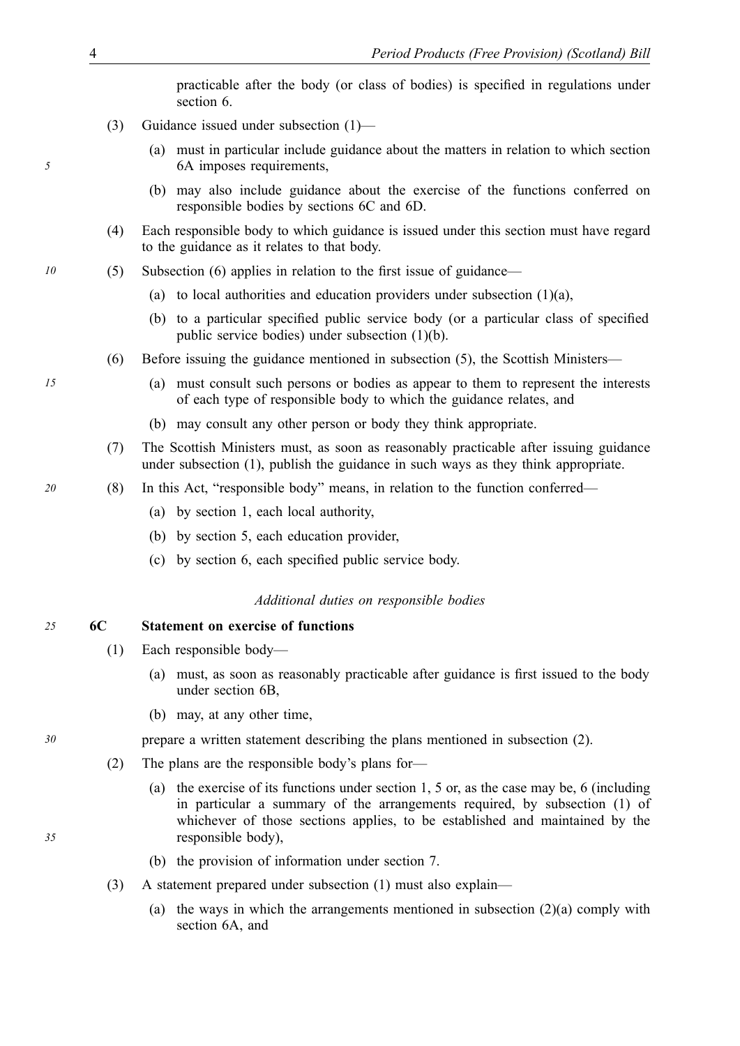practicable after the body (or class of bodies) is specified in regulations under section 6.

(3) Guidance issued under subsection (1)—

(a) must in particular include guidance about the matters in relation to which section 6A imposes requirements,

(b) may also include guidance about the exercise of the functions conferred on responsible bodies by sections 6C and 6D.

(4) Each responsible body to which guidance is issued under this section must have regard to the guidance as it relates to that body.

(5) Subsection (6) applies in relation to the first issue of guidance—

(a) to local authorities and education providers under subsection (1)(a),

(b) to a particular specified public service body (or a particular class of specified public service bodies) under subsection (1)(b).

(6) Before issuing the guidance mentioned in subsection (5), the Scottish Ministers—

(a) must consult such persons or bodies as appear to them to represent the interests of each type of responsible body to which the guidance relates, and

(b) may consult any other person or body they think appropriate.

(7) The Scottish Ministers must, as soon as reasonably practicable after issuing guidance under subsection (1), publish the guidance in such ways as they think appropriate.

(8) In this Act, "responsible body" means, in relation to the function conferred—

(a) by section 1, each local authority,

(b) by section 5, each education provider,

(c) by section 6, each specified public service body.

*Additional duties on responsible bodies*

**6C Statement on exercise of functions**

(1) Each responsible body—

(a) must, as soon as reasonably practicable after guidance is first issued to the body under section 6B,

(b) may, at any other time,

prepare a written statement describing the plans mentioned in subsection (2).

(2) The plans are the responsible body's plans for—

(a) the exercise of its functions under section 1, 5 or, as the case may be, 6 (including in particular a summary of the arrangements required, by subsection (1) of whichever of those sections applies, to be established and maintained by the responsible body),

(b) the provision of information under section 7.

(3) A statement prepared under subsection (1) must also explain—

(a) the ways in which the arrangements mentioned in subsection (2)(a) comply with section 6A, and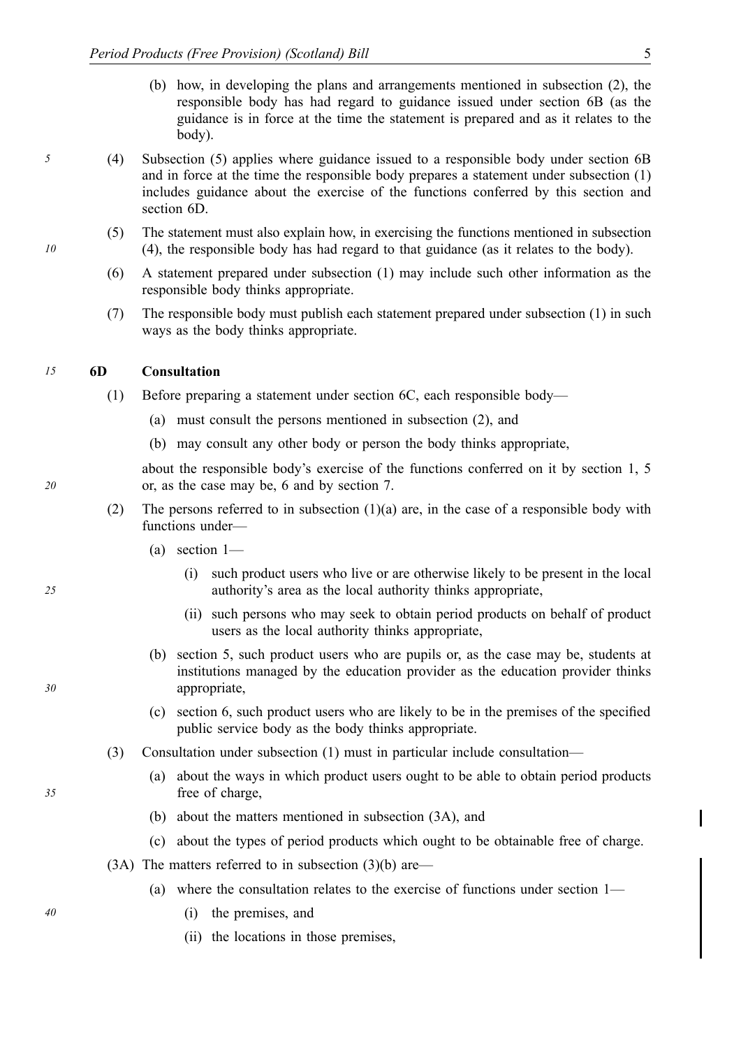(b) how, in developing the plans and arrangements mentioned in subsection (2), the responsible body has had regard to guidance issued under section 6B (as the guidance is in force at the time the statement is prepared and as it relates to the body).

(4) Subsection (5) applies where guidance issued to a responsible body under section 6B and in force at the time the responsible body prepares a statement under subsection (1) includes guidance about the exercise of the functions conferred by this section and section 6D.

(5) The statement must also explain how, in exercising the functions mentioned in subsection (4), the responsible body has had regard to that guidance (as it relates to the body).

(6) A statement prepared under subsection (1) may include such other information as the responsible body thinks appropriate.

(7) The responsible body must publish each statement prepared under subsection (1) in such ways as the body thinks appropriate.

**6D Consultation**

(1) Before preparing a statement under section 6C, each responsible body—

- (a) must consult the persons mentioned in subsection (2), and
- (b) may consult any other body or person the body thinks appropriate,

about the responsible body's exercise of the functions conferred on it by section 1, 5 or, as the case may be, 6 and by section 7.

(2) The persons referred to in subsection (1)(a) are, in the case of a responsible body with functions under—

- (a) section 1—
  - (i) such product users who live or are otherwise likely to be present in the local authority's area as the local authority thinks appropriate,
  - (ii) such persons who may seek to obtain period products on behalf of product users as the local authority thinks appropriate,
- (b) section 5, such product users who are pupils or, as the case may be, students at institutions managed by the education provider as the education provider thinks appropriate,
- (c) section 6, such product users who are likely to be in the premises of the specified public service body as the body thinks appropriate.

(3) Consultation under subsection (1) must in particular include consultation—

- (a) about the ways in which product users ought to be able to obtain period products free of charge,
- (b) about the matters mentioned in subsection (3A), and
- (c) about the types of period products which ought to be obtainable free of charge.

(3A) The matters referred to in subsection (3)(b) are—

- (a) where the consultation relates to the exercise of functions under section 1—
  - (i) the premises, and
  - (ii) the locations in those premises,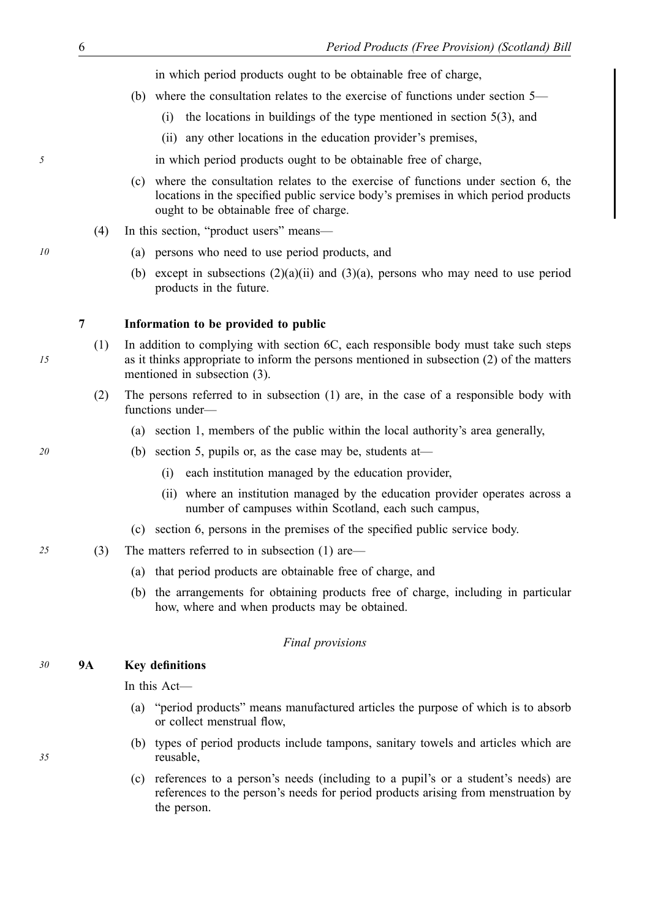in which period products ought to be obtainable free of charge,

(b) where the consultation relates to the exercise of functions under section 5—

(i) the locations in buildings of the type mentioned in section 5(3), and

(ii) any other locations in the education provider's premises,

in which period products ought to be obtainable free of charge,

(c) where the consultation relates to the exercise of functions under section 6, the locations in the specified public service body's premises in which period products ought to be obtainable free of charge.

(4) In this section, "product users" means—

(a) persons who need to use period products, and

(b) except in subsections (2)(a)(ii) and (3)(a), persons who may need to use period products in the future.

### 7 Information to be provided to public

(1) In addition to complying with section 6C, each responsible body must take such steps as it thinks appropriate to inform the persons mentioned in subsection (2) of the matters mentioned in subsection (3).

(2) The persons referred to in subsection (1) are, in the case of a responsible body with functions under—

(a) section 1, members of the public within the local authority's area generally,

(b) section 5, pupils or, as the case may be, students at—

(i) each institution managed by the education provider,

(ii) where an institution managed by the education provider operates across a number of campuses within Scotland, each such campus,

(c) section 6, persons in the premises of the specified public service body.

(3) The matters referred to in subsection (1) are—

(a) that period products are obtainable free of charge, and

(b) the arrangements for obtaining products free of charge, including in particular how, where and when products may be obtained.

*Final provisions*

### 9A Key definitions

In this Act—

(a) "period products" means manufactured articles the purpose of which is to absorb or collect menstrual flow,

(b) types of period products include tampons, sanitary towels and articles which are reusable,

(c) references to a person's needs (including to a pupil's or a student's needs) are references to the person's needs for period products arising from menstruation by the person.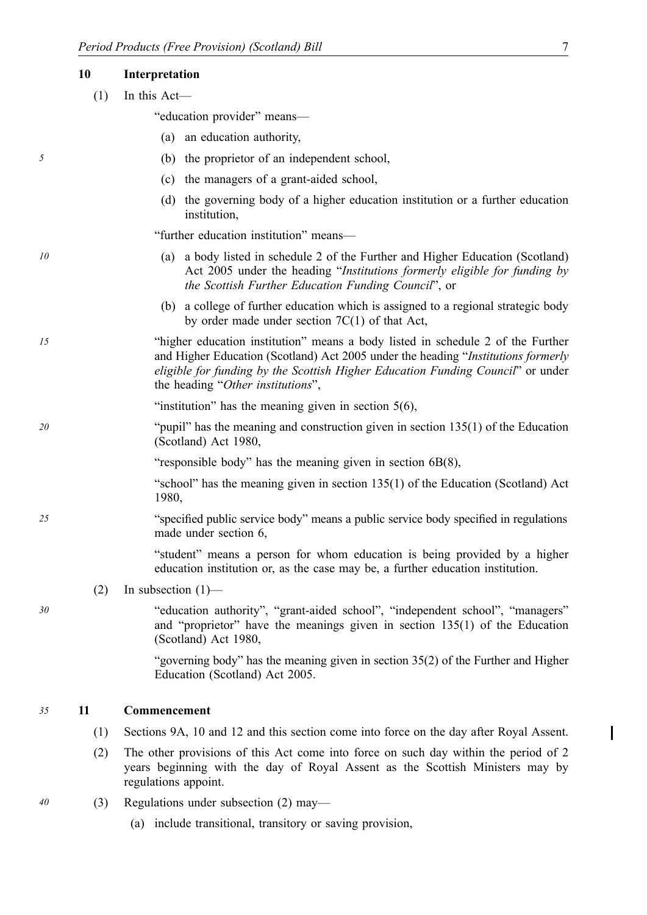## 10 Interpretation

(1) In this Act—

"education provider" means—

(a) an education authority,

(b) the proprietor of an independent school,

(c) the managers of a grant-aided school,

(d) the governing body of a higher education institution or a further education institution,

"further education institution" means—

(a) a body listed in schedule 2 of the Further and Higher Education (Scotland) Act 2005 under the heading "*Institutions formerly eligible for funding by the Scottish Further Education Funding Council*", or

(b) a college of further education which is assigned to a regional strategic body by order made under section 7C(1) of that Act,

"higher education institution" means a body listed in schedule 2 of the Further and Higher Education (Scotland) Act 2005 under the heading "*Institutions formerly eligible for funding by the Scottish Higher Education Funding Council*" or under the heading "*Other institutions*",

"institution" has the meaning given in section 5(6),

"pupil" has the meaning and construction given in section 135(1) of the Education (Scotland) Act 1980,

"responsible body" has the meaning given in section 6B(8),

"school" has the meaning given in section 135(1) of the Education (Scotland) Act 1980,

"specified public service body" means a public service body specified in regulations made under section 6,

"student" means a person for whom education is being provided by a higher education institution or, as the case may be, a further education institution.

(2) In subsection (1)—

"education authority", "grant-aided school", "independent school", "managers" and "proprietor" have the meanings given in section 135(1) of the Education (Scotland) Act 1980,

"governing body" has the meaning given in section 35(2) of the Further and Higher Education (Scotland) Act 2005.

## 11 Commencement

(1) Sections 9A, 10 and 12 and this section come into force on the day after Royal Assent.

(2) The other provisions of this Act come into force on such day within the period of 2 years beginning with the day of Royal Assent as the Scottish Ministers may by regulations appoint.

(3) Regulations under subsection (2) may—

(a) include transitional, transitory or saving provision,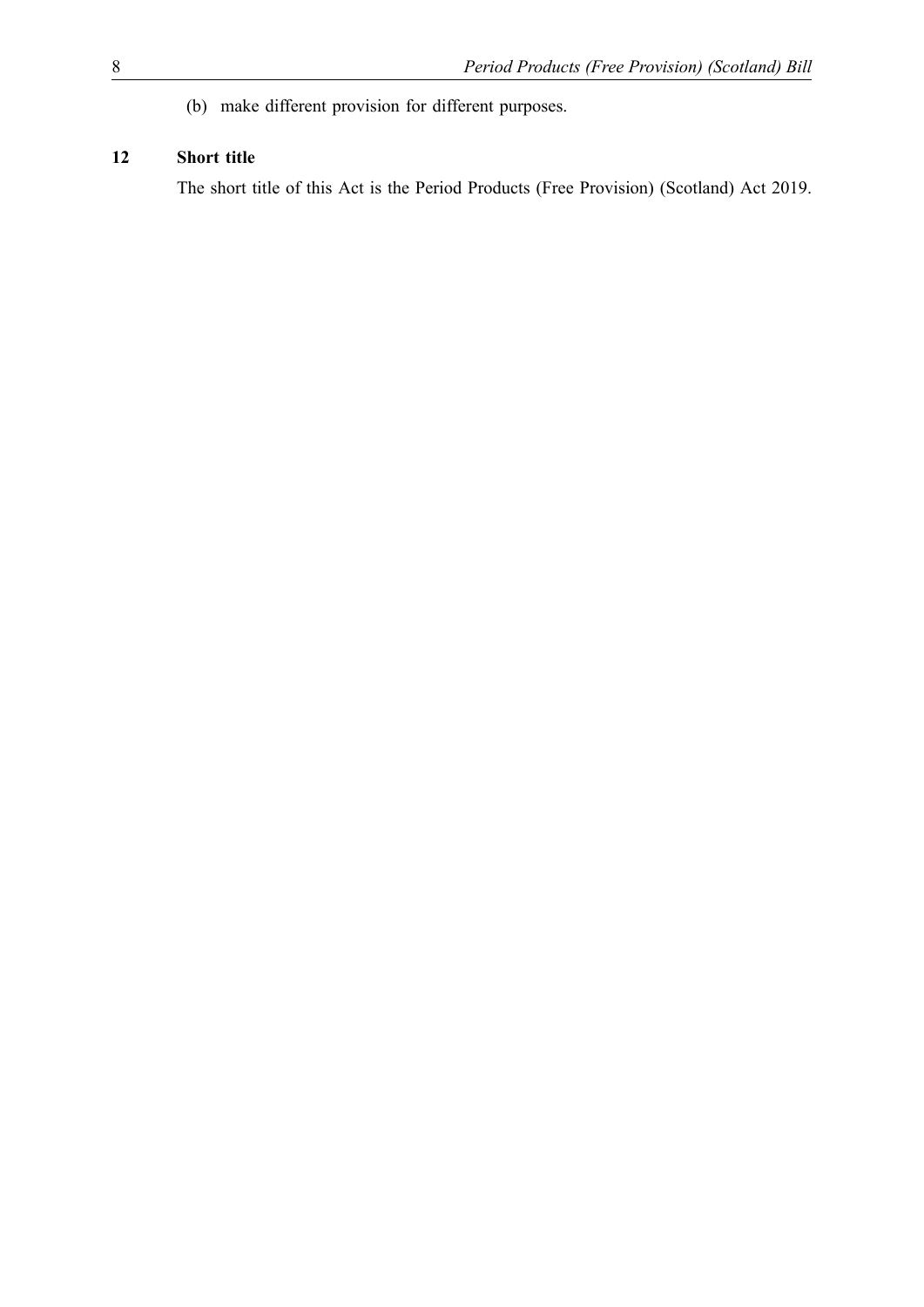(b) make different provision for different purposes.

**12 Short title**

The short title of this Act is the Period Products (Free Provision) (Scotland) Act 2019.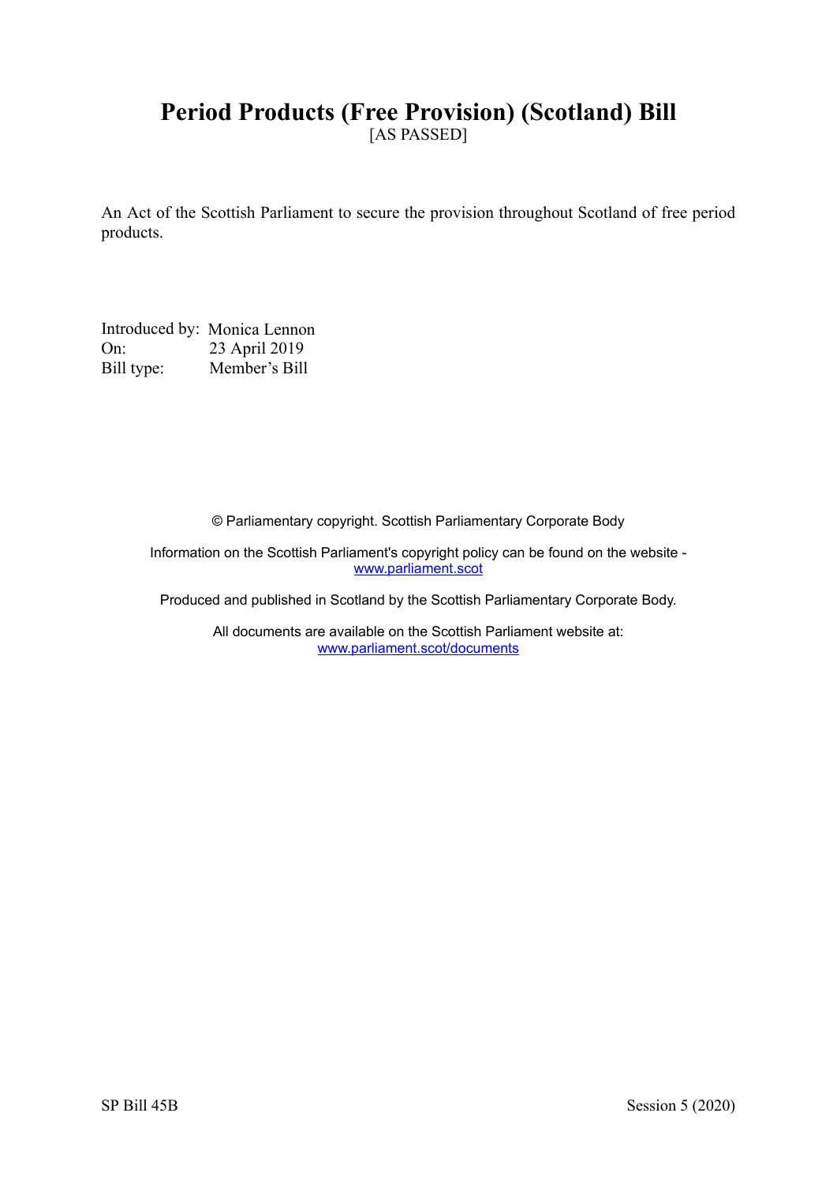# Period Products (Free Provision) (Scotland) Bill

[AS PASSED]

An Act of the Scottish Parliament to secure the provision throughout Scotland of free period products.

| | |
|---|---|
| Introduced by: | Monica Lennon |
| On: | 23 April 2019 |
| Bill type: | Member's Bill |

© Parliamentary copyright. Scottish Parliamentary Corporate Body

Information on the Scottish Parliament's copyright policy can be found on the website - www.parliament.scot

Produced and published in Scotland by the Scottish Parliamentary Corporate Body.

All documents are available on the Scottish Parliament website at: www.parliament.scot/documents

SP Bill 45B

Session 5 (2020)